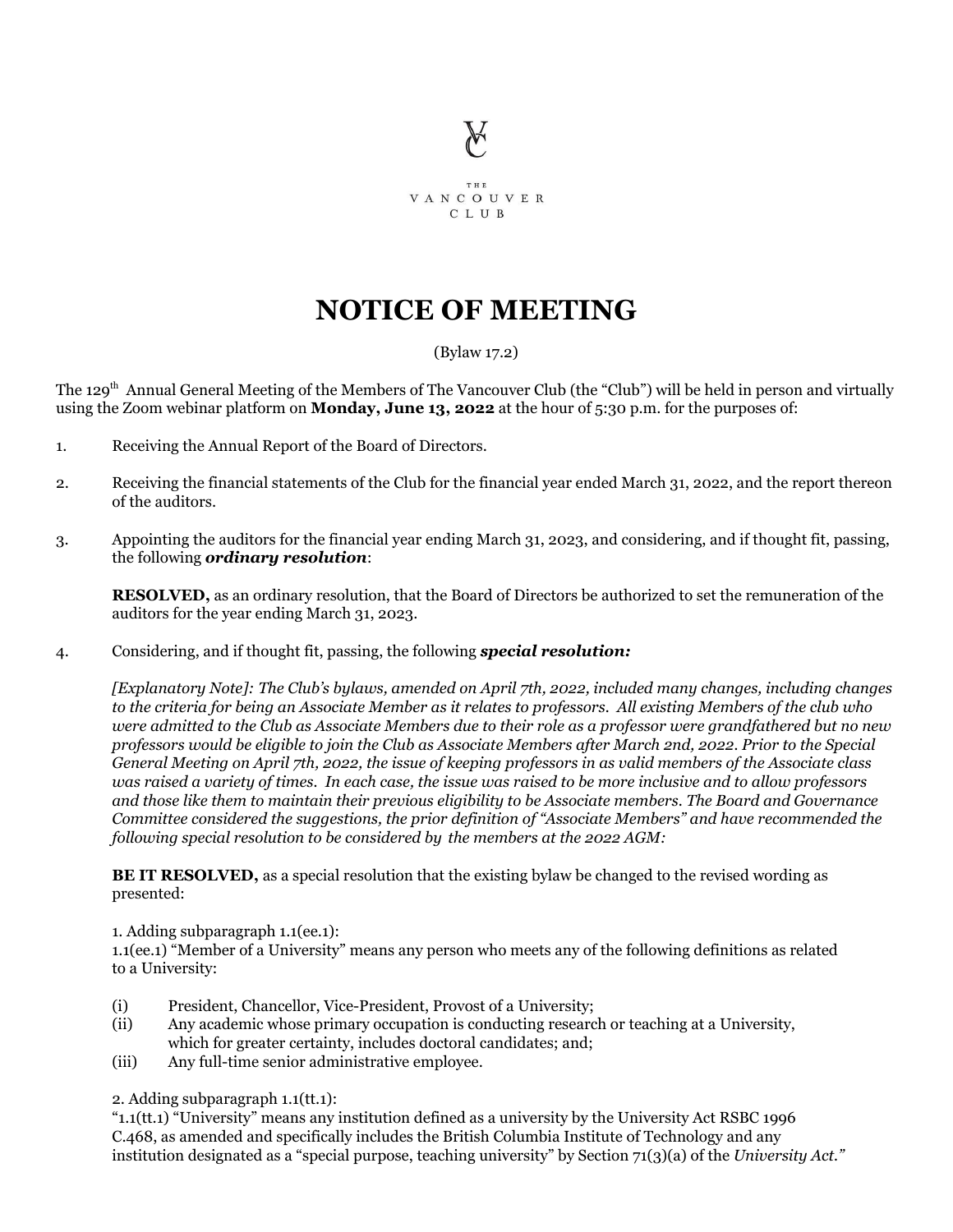THE VANCOUVER CLUB

# NOTICE OF MEETING

(Bylaw 17.2)

The 129th Annual General Meeting of the Members of The Vancouver Club (the "Club") will be held in person and virtually using the Zoom webinar platform on **Monday, June 13, 2022** at the hour of 5:30 p.m. for the purposes of:

1. Receiving the Annual Report of the Board of Directors.

2. Receiving the financial statements of the Club for the financial year ended March 31, 2022, and the report thereon of the auditors.

3. Appointing the auditors for the financial year ending March 31, 2023, and considering, and if thought fit, passing, the following ***ordinary resolution***:

   **RESOLVED,** as an ordinary resolution, that the Board of Directors be authorized to set the remuneration of the auditors for the year ending March 31, 2023.

4. Considering, and if thought fit, passing, the following ***special resolution:***

   *[Explanatory Note]: The Club's bylaws, amended on April 7th, 2022, included many changes, including changes to the criteria for being an Associate Member as it relates to professors. All existing Members of the club who were admitted to the Club as Associate Members due to their role as a professor were grandfathered but no new professors would be eligible to join the Club as Associate Members after March 2nd, 2022. Prior to the Special General Meeting on April 7th, 2022, the issue of keeping professors in as valid members of the Associate class was raised a variety of times. In each case, the issue was raised to be more inclusive and to allow professors and those like them to maintain their previous eligibility to be Associate members. The Board and Governance Committee considered the suggestions, the prior definition of "Associate Members" and have recommended the following special resolution to be considered by the members at the 2022 AGM:*

   **BE IT RESOLVED,** as a special resolution that the existing bylaw be changed to the revised wording as presented:

   1. Adding subparagraph 1.1(ee.1):
   1.1(ee.1) "Member of a University" means any person who meets any of the following definitions as related to a University:

   (i) President, Chancellor, Vice-President, Provost of a University;
   (ii) Any academic whose primary occupation is conducting research or teaching at a University, which for greater certainty, includes doctoral candidates; and;
   (iii) Any full-time senior administrative employee.

   2. Adding subparagraph 1.1(tt.1):
   "1.1(tt.1) "University" means any institution defined as a university by the University Act RSBC 1996 C.468, as amended and specifically includes the British Columbia Institute of Technology and any institution designated as a "special purpose, teaching university" by Section 71(3)(a) of the *University Act."*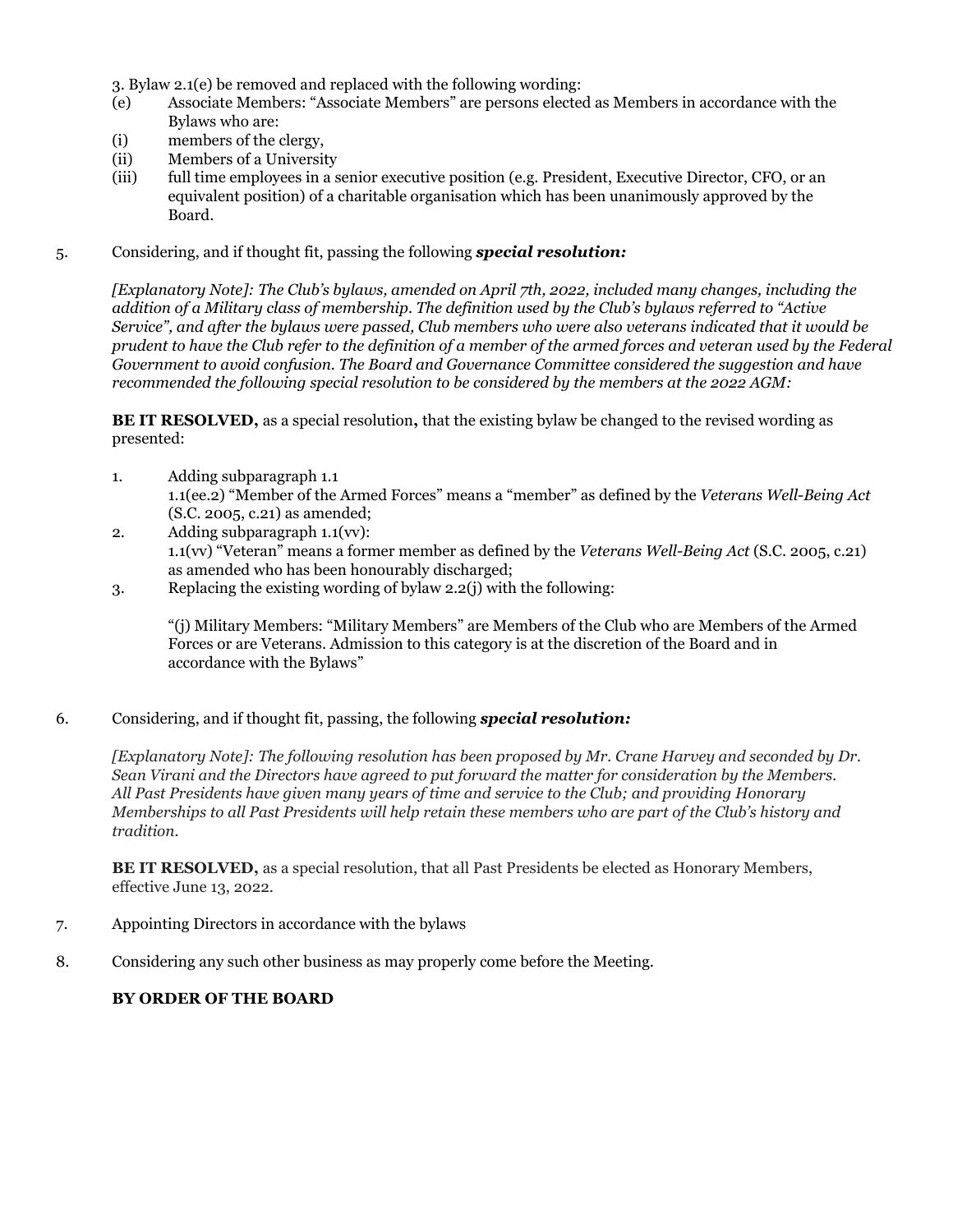3. Bylaw 2.1(e) be removed and replaced with the following wording:

(e) Associate Members: "Associate Members" are persons elected as Members in accordance with the Bylaws who are:

(i) members of the clergy,

(ii) Members of a University

(iii) full time employees in a senior executive position (e.g. President, Executive Director, CFO, or an equivalent position) of a charitable organisation which has been unanimously approved by the Board.

5. Considering, and if thought fit, passing the following ***special resolution:***

*[Explanatory Note]: The Club's bylaws, amended on April 7th, 2022, included many changes, including the addition of a Military class of membership. The definition used by the Club's bylaws referred to "Active Service", and after the bylaws were passed, Club members who were also veterans indicated that it would be prudent to have the Club refer to the definition of a member of the armed forces and veteran used by the Federal Government to avoid confusion. The Board and Governance Committee considered the suggestion and have recommended the following special resolution to be considered by the members at the 2022 AGM:*

**BE IT RESOLVED,** as a special resolution**,** that the existing bylaw be changed to the revised wording as presented:

1. Adding subparagraph 1.1
   1.1(ee.2) "Member of the Armed Forces" means a "member" as defined by the *Veterans Well-Being Act* (S.C. 2005, c.21) as amended;
2. Adding subparagraph 1.1(vv):
   1.1(vv) "Veteran" means a former member as defined by the *Veterans Well-Being Act* (S.C. 2005, c.21) as amended who has been honourably discharged;
3. Replacing the existing wording of bylaw 2.2(j) with the following:

   "(j) Military Members: "Military Members" are Members of the Club who are Members of the Armed Forces or are Veterans. Admission to this category is at the discretion of the Board and in accordance with the Bylaws"

6. Considering, and if thought fit, passing, the following ***special resolution:***

*[Explanatory Note]: The following resolution has been proposed by Mr. Crane Harvey and seconded by Dr. Sean Virani and the Directors have agreed to put forward the matter for consideration by the Members. All Past Presidents have given many years of time and service to the Club; and providing Honorary Memberships to all Past Presidents will help retain these members who are part of the Club's history and tradition.*

**BE IT RESOLVED,** as a special resolution, that all Past Presidents be elected as Honorary Members, effective June 13, 2022.

7. Appointing Directors in accordance with the bylaws

8. Considering any such other business as may properly come before the Meeting.

**BY ORDER OF THE BOARD**